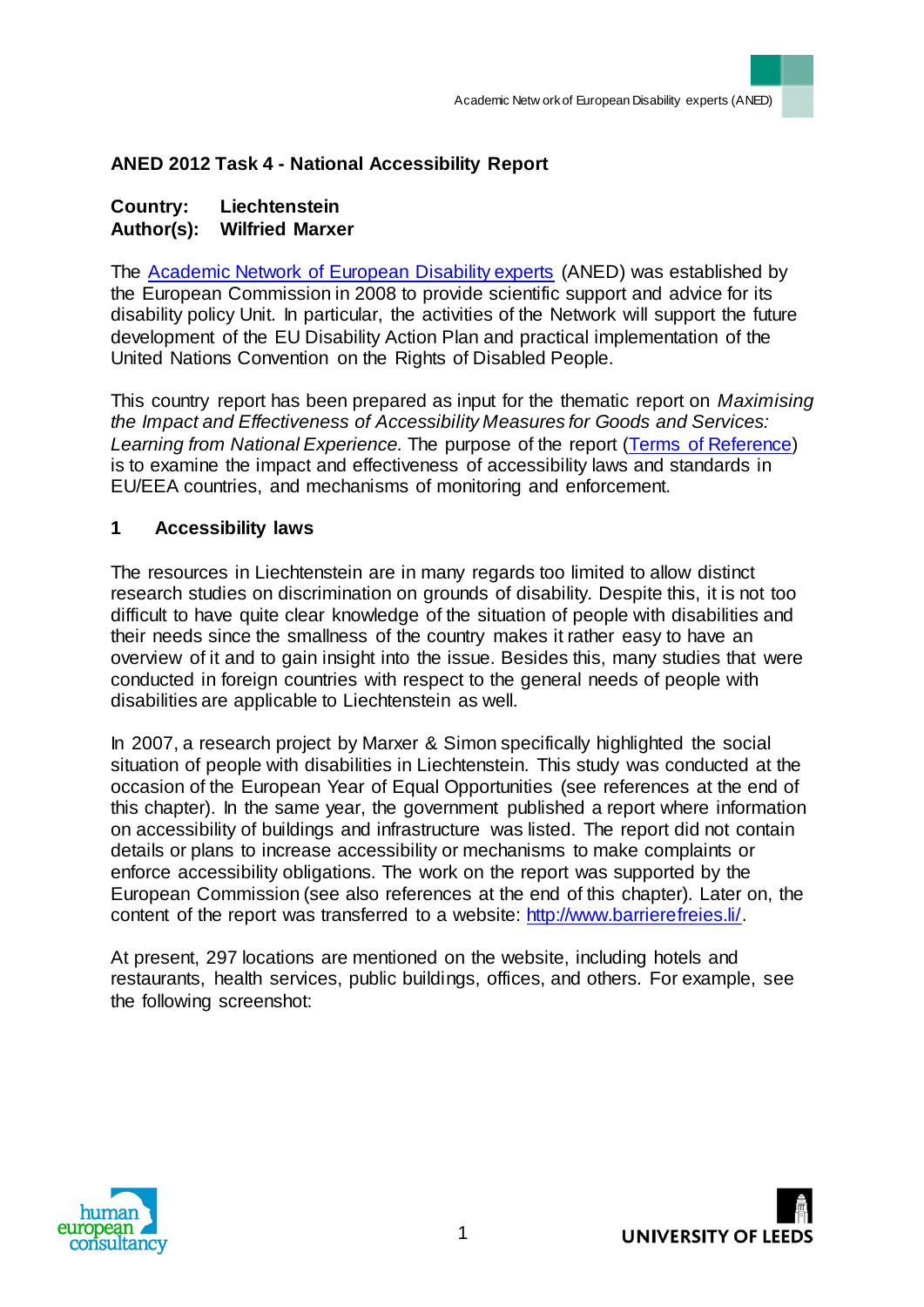## ANED 2012 Task 4 - National Accessibility Report

**Country: Liechtenstein**
**Author(s): Wilfried Marxer**

The [Academic Network of European Disability experts](#) (ANED) was established by the European Commission in 2008 to provide scientific support and advice for its disability policy Unit. In particular, the activities of the Network will support the future development of the EU Disability Action Plan and practical implementation of the United Nations Convention on the Rights of Disabled People.

This country report has been prepared as input for the thematic report on *Maximising the Impact and Effectiveness of Accessibility Measures for Goods and Services: Learning from National Experience.* The purpose of the report ([Terms of Reference](#)) is to examine the impact and effectiveness of accessibility laws and standards in EU/EEA countries, and mechanisms of monitoring and enforcement.

### 1 Accessibility laws

The resources in Liechtenstein are in many regards too limited to allow distinct research studies on discrimination on grounds of disability. Despite this, it is not too difficult to have quite clear knowledge of the situation of people with disabilities and their needs since the smallness of the country makes it rather easy to have an overview of it and to gain insight into the issue. Besides this, many studies that were conducted in foreign countries with respect to the general needs of people with disabilities are applicable to Liechtenstein as well.

In 2007, a research project by Marxer & Simon specifically highlighted the social situation of people with disabilities in Liechtenstein. This study was conducted at the occasion of the European Year of Equal Opportunities (see references at the end of this chapter). In the same year, the government published a report where information on accessibility of buildings and infrastructure was listed. The report did not contain details or plans to increase accessibility or mechanisms to make complaints or enforce accessibility obligations. The work on the report was supported by the European Commission (see also references at the end of this chapter). Later on, the content of the report was transferred to a website: http://www.barrierefreies.li/.

At present, 297 locations are mentioned on the website, including hotels and restaurants, health services, public buildings, offices, and others. For example, see the following screenshot: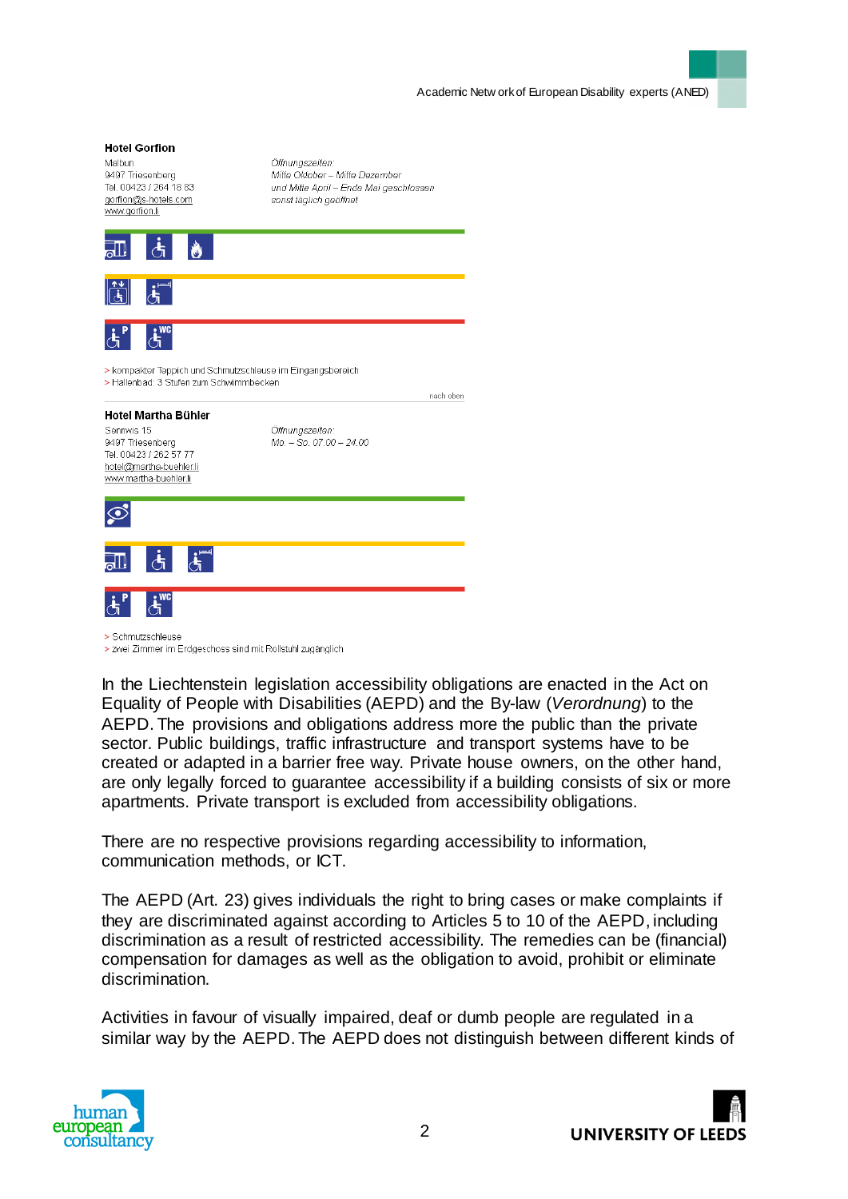**Hotel Gorfion**

Malbun
9497 Triesenberg
Tel. 00423 / 264 18 83
gorfion@s-hotels.com
www.gorfion.li

*Öffnungszeiten:*
*Mitte Oktober – Mitte Dezember*
*und Mitte April – Ende Mai geschlossen*
*sonst täglich geöffnet*

> kompakter Teppich und Schmutzschleuse im Eingangsbereich
> Hallenbad: 3 Stufen zum Schwimmbecken

nach oben

**Hotel Martha Bühler**

Sennwis 15
9497 Triesenberg
Tel. 00423 / 262 57 77
hotel@martha-buehler.li
www.martha-buehler.li

*Öffnungszeiten:*
*Mo. – So. 07.00 – 24.00*

> Schmutzschleuse
> zwei Zimmer im Erdgeschoss sind mit Rollstuhl zugänglich

In the Liechtenstein legislation accessibility obligations are enacted in the Act on Equality of People with Disabilities (AEPD) and the By-law (*Verordnung*) to the AEPD. The provisions and obligations address more the public than the private sector. Public buildings, traffic infrastructure and transport systems have to be created or adapted in a barrier free way. Private house owners, on the other hand, are only legally forced to guarantee accessibility if a building consists of six or more apartments. Private transport is excluded from accessibility obligations.

There are no respective provisions regarding accessibility to information, communication methods, or ICT.

The AEPD (Art. 23) gives individuals the right to bring cases or make complaints if they are discriminated against according to Articles 5 to 10 of the AEPD, including discrimination as a result of restricted accessibility. The remedies can be (financial) compensation for damages as well as the obligation to avoid, prohibit or eliminate discrimination.

Activities in favour of visually impaired, deaf or dumb people are regulated in a similar way by the AEPD. The AEPD does not distinguish between different kinds of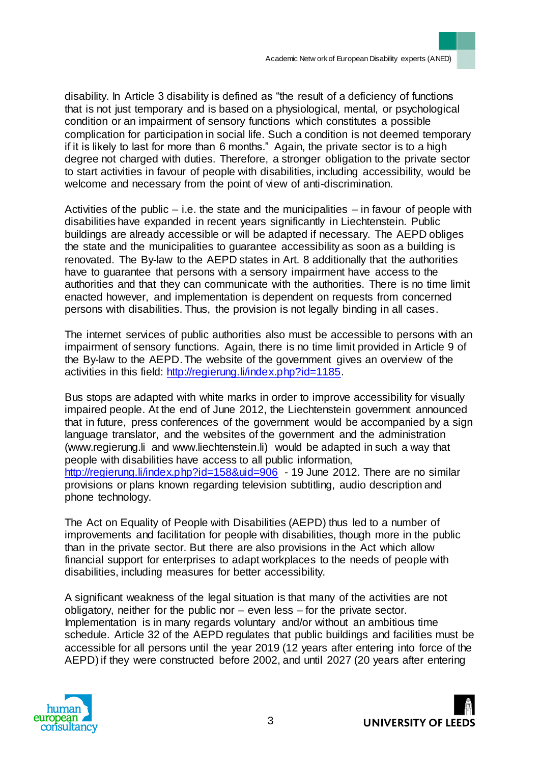disability. In Article 3 disability is defined as "the result of a deficiency of functions that is not just temporary and is based on a physiological, mental, or psychological condition or an impairment of sensory functions which constitutes a possible complication for participation in social life. Such a condition is not deemed temporary if it is likely to last for more than 6 months." Again, the private sector is to a high degree not charged with duties. Therefore, a stronger obligation to the private sector to start activities in favour of people with disabilities, including accessibility, would be welcome and necessary from the point of view of anti-discrimination.

Activities of the public – i.e. the state and the municipalities – in favour of people with disabilities have expanded in recent years significantly in Liechtenstein. Public buildings are already accessible or will be adapted if necessary. The AEPD obliges the state and the municipalities to guarantee accessibility as soon as a building is renovated. The By-law to the AEPD states in Art. 8 additionally that the authorities have to guarantee that persons with a sensory impairment have access to the authorities and that they can communicate with the authorities. There is no time limit enacted however, and implementation is dependent on requests from concerned persons with disabilities. Thus, the provision is not legally binding in all cases.

The internet services of public authorities also must be accessible to persons with an impairment of sensory functions. Again, there is no time limit provided in Article 9 of the By-law to the AEPD. The website of the government gives an overview of the activities in this field: http://regierung.li/index.php?id=1185.

Bus stops are adapted with white marks in order to improve accessibility for visually impaired people. At the end of June 2012, the Liechtenstein government announced that in future, press conferences of the government would be accompanied by a sign language translator, and the websites of the government and the administration (www.regierung.li and www.liechtenstein.li) would be adapted in such a way that people with disabilities have access to all public information, http://regierung.li/index.php?id=158&uid=906 - 19 June 2012. There are no similar provisions or plans known regarding television subtitling, audio description and phone technology.

The Act on Equality of People with Disabilities (AEPD) thus led to a number of improvements and facilitation for people with disabilities, though more in the public than in the private sector. But there are also provisions in the Act which allow financial support for enterprises to adapt workplaces to the needs of people with disabilities, including measures for better accessibility.

A significant weakness of the legal situation is that many of the activities are not obligatory, neither for the public nor – even less – for the private sector. Implementation is in many regards voluntary and/or without an ambitious time schedule. Article 32 of the AEPD regulates that public buildings and facilities must be accessible for all persons until the year 2019 (12 years after entering into force of the AEPD) if they were constructed before 2002, and until 2027 (20 years after entering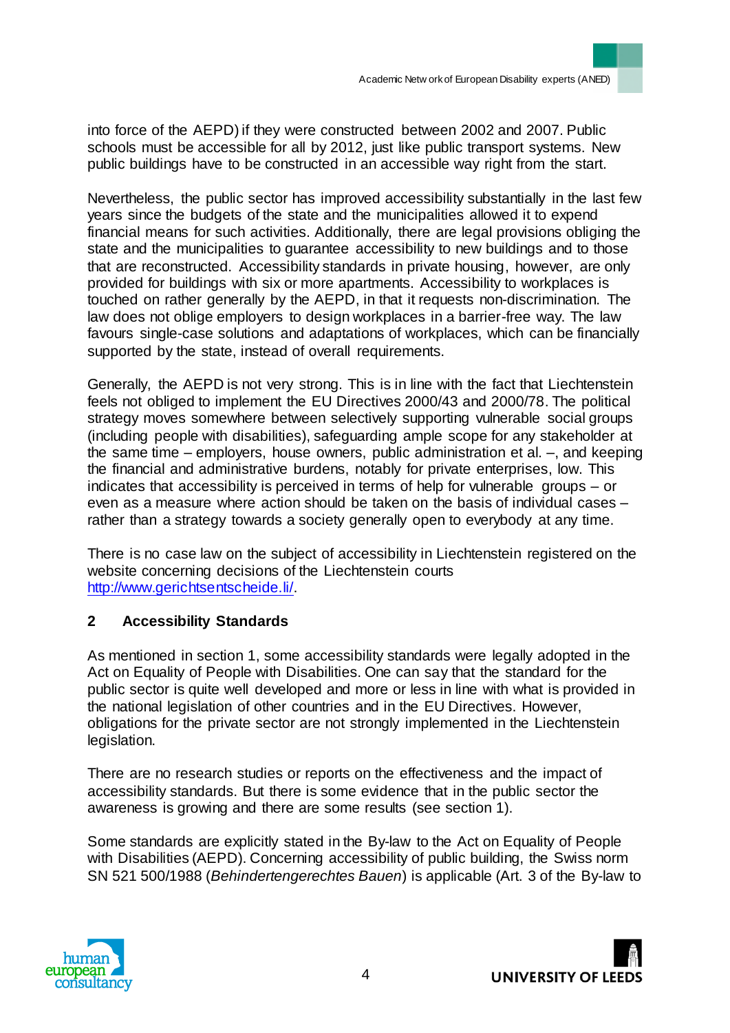into force of the AEPD) if they were constructed between 2002 and 2007. Public schools must be accessible for all by 2012, just like public transport systems. New public buildings have to be constructed in an accessible way right from the start.

Nevertheless, the public sector has improved accessibility substantially in the last few years since the budgets of the state and the municipalities allowed it to expend financial means for such activities. Additionally, there are legal provisions obliging the state and the municipalities to guarantee accessibility to new buildings and to those that are reconstructed. Accessibility standards in private housing, however, are only provided for buildings with six or more apartments. Accessibility to workplaces is touched on rather generally by the AEPD, in that it requests non-discrimination. The law does not oblige employers to design workplaces in a barrier-free way. The law favours single-case solutions and adaptations of workplaces, which can be financially supported by the state, instead of overall requirements.

Generally, the AEPD is not very strong. This is in line with the fact that Liechtenstein feels not obliged to implement the EU Directives 2000/43 and 2000/78. The political strategy moves somewhere between selectively supporting vulnerable social groups (including people with disabilities), safeguarding ample scope for any stakeholder at the same time – employers, house owners, public administration et al. –, and keeping the financial and administrative burdens, notably for private enterprises, low. This indicates that accessibility is perceived in terms of help for vulnerable groups – or even as a measure where action should be taken on the basis of individual cases – rather than a strategy towards a society generally open to everybody at any time.

There is no case law on the subject of accessibility in Liechtenstein registered on the website concerning decisions of the Liechtenstein courts http://www.gerichtsentscheide.li/.

## 2 Accessibility Standards

As mentioned in section 1, some accessibility standards were legally adopted in the Act on Equality of People with Disabilities. One can say that the standard for the public sector is quite well developed and more or less in line with what is provided in the national legislation of other countries and in the EU Directives. However, obligations for the private sector are not strongly implemented in the Liechtenstein legislation.

There are no research studies or reports on the effectiveness and the impact of accessibility standards. But there is some evidence that in the public sector the awareness is growing and there are some results (see section 1).

Some standards are explicitly stated in the By-law to the Act on Equality of People with Disabilities (AEPD). Concerning accessibility of public building, the Swiss norm SN 521 500/1988 (*Behindertengerechtes Bauen*) is applicable (Art. 3 of the By-law to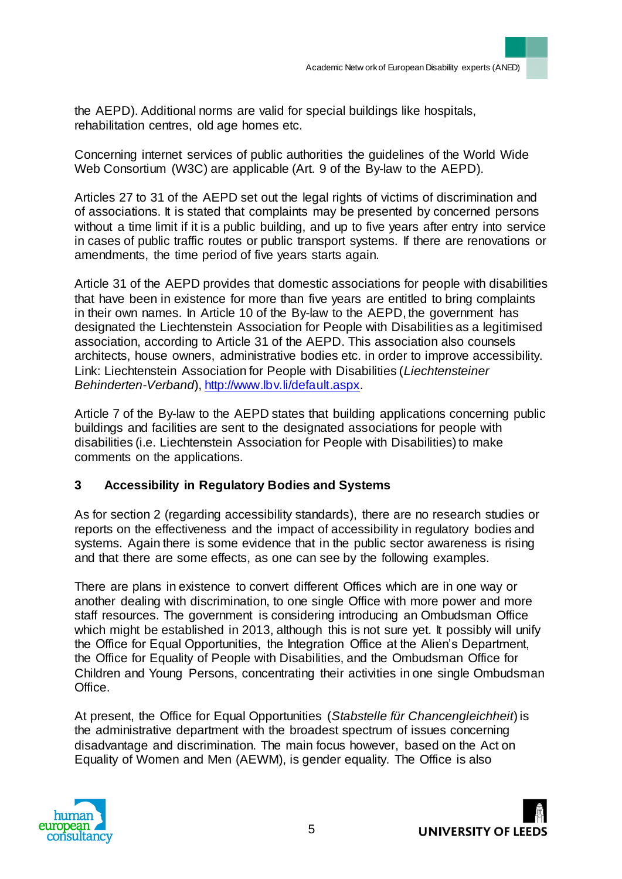the AEPD). Additional norms are valid for special buildings like hospitals, rehabilitation centres, old age homes etc.

Concerning internet services of public authorities the guidelines of the World Wide Web Consortium (W3C) are applicable (Art. 9 of the By-law to the AEPD).

Articles 27 to 31 of the AEPD set out the legal rights of victims of discrimination and of associations. It is stated that complaints may be presented by concerned persons without a time limit if it is a public building, and up to five years after entry into service in cases of public traffic routes or public transport systems. If there are renovations or amendments, the time period of five years starts again.

Article 31 of the AEPD provides that domestic associations for people with disabilities that have been in existence for more than five years are entitled to bring complaints in their own names. In Article 10 of the By-law to the AEPD, the government has designated the Liechtenstein Association for People with Disabilities as a legitimised association, according to Article 31 of the AEPD. This association also counsels architects, house owners, administrative bodies etc. in order to improve accessibility. Link: Liechtenstein Association for People with Disabilities (*Liechtensteiner Behinderten-Verband*), [http://www.lbv.li/default.aspx](http://www.lbv.li/default.aspx).

Article 7 of the By-law to the AEPD states that building applications concerning public buildings and facilities are sent to the designated associations for people with disabilities (i.e. Liechtenstein Association for People with Disabilities) to make comments on the applications.

## 3 Accessibility in Regulatory Bodies and Systems

As for section 2 (regarding accessibility standards), there are no research studies or reports on the effectiveness and the impact of accessibility in regulatory bodies and systems. Again there is some evidence that in the public sector awareness is rising and that there are some effects, as one can see by the following examples.

There are plans in existence to convert different Offices which are in one way or another dealing with discrimination, to one single Office with more power and more staff resources. The government is considering introducing an Ombudsman Office which might be established in 2013, although this is not sure yet. It possibly will unify the Office for Equal Opportunities, the Integration Office at the Alien's Department, the Office for Equality of People with Disabilities, and the Ombudsman Office for Children and Young Persons, concentrating their activities in one single Ombudsman Office.

At present, the Office for Equal Opportunities (*Stabstelle für Chancengleichheit*) is the administrative department with the broadest spectrum of issues concerning disadvantage and discrimination. The main focus however, based on the Act on Equality of Women and Men (AEWM), is gender equality. The Office is also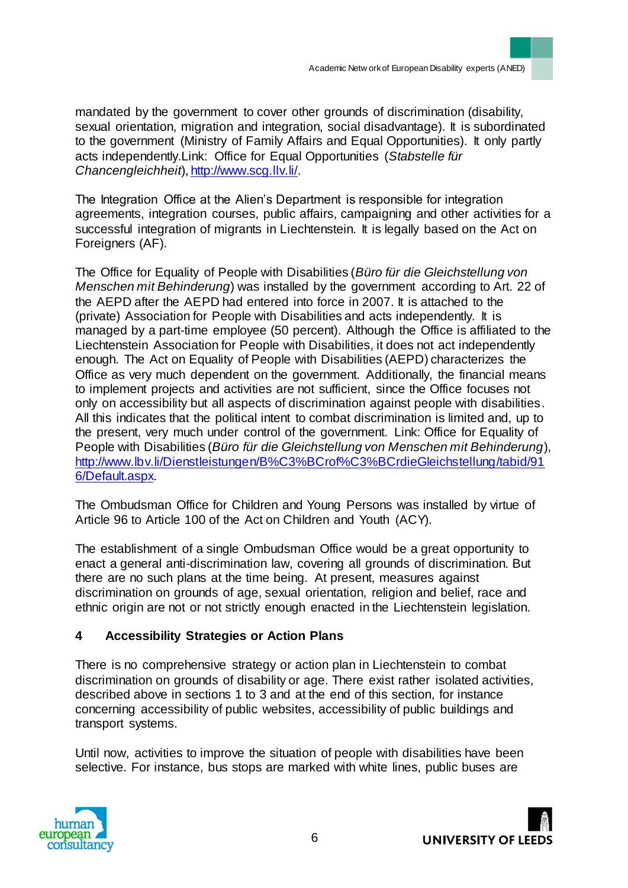mandated by the government to cover other grounds of discrimination (disability, sexual orientation, migration and integration, social disadvantage). It is subordinated to the government (Ministry of Family Affairs and Equal Opportunities). It only partly acts independently.Link: Office for Equal Opportunities (*Stabstelle für Chancengleichheit*), http://www.scg.llv.li/.

The Integration Office at the Alien's Department is responsible for integration agreements, integration courses, public affairs, campaigning and other activities for a successful integration of migrants in Liechtenstein. It is legally based on the Act on Foreigners (AF).

The Office for Equality of People with Disabilities (*Büro für die Gleichstellung von Menschen mit Behinderung*) was installed by the government according to Art. 22 of the AEPD after the AEPD had entered into force in 2007. It is attached to the (private) Association for People with Disabilities and acts independently. It is managed by a part-time employee (50 percent). Although the Office is affiliated to the Liechtenstein Association for People with Disabilities, it does not act independently enough. The Act on Equality of People with Disabilities (AEPD) characterizes the Office as very much dependent on the government. Additionally, the financial means to implement projects and activities are not sufficient, since the Office focuses not only on accessibility but all aspects of discrimination against people with disabilities. All this indicates that the political intent to combat discrimination is limited and, up to the present, very much under control of the government. Link: Office for Equality of People with Disabilities (*Büro für die Gleichstellung von Menschen mit Behinderung*), http://www.lbv.li/Dienstleistungen/B%C3%BCrof%C3%BCrdieGleichstellung/tabid/916/Default.aspx.

The Ombudsman Office for Children and Young Persons was installed by virtue of Article 96 to Article 100 of the Act on Children and Youth (ACY).

The establishment of a single Ombudsman Office would be a great opportunity to enact a general anti-discrimination law, covering all grounds of discrimination. But there are no such plans at the time being. At present, measures against discrimination on grounds of age, sexual orientation, religion and belief, race and ethnic origin are not or not strictly enough enacted in the Liechtenstein legislation.

## 4 Accessibility Strategies or Action Plans

There is no comprehensive strategy or action plan in Liechtenstein to combat discrimination on grounds of disability or age. There exist rather isolated activities, described above in sections 1 to 3 and at the end of this section, for instance concerning accessibility of public websites, accessibility of public buildings and transport systems.

Until now, activities to improve the situation of people with disabilities have been selective. For instance, bus stops are marked with white lines, public buses are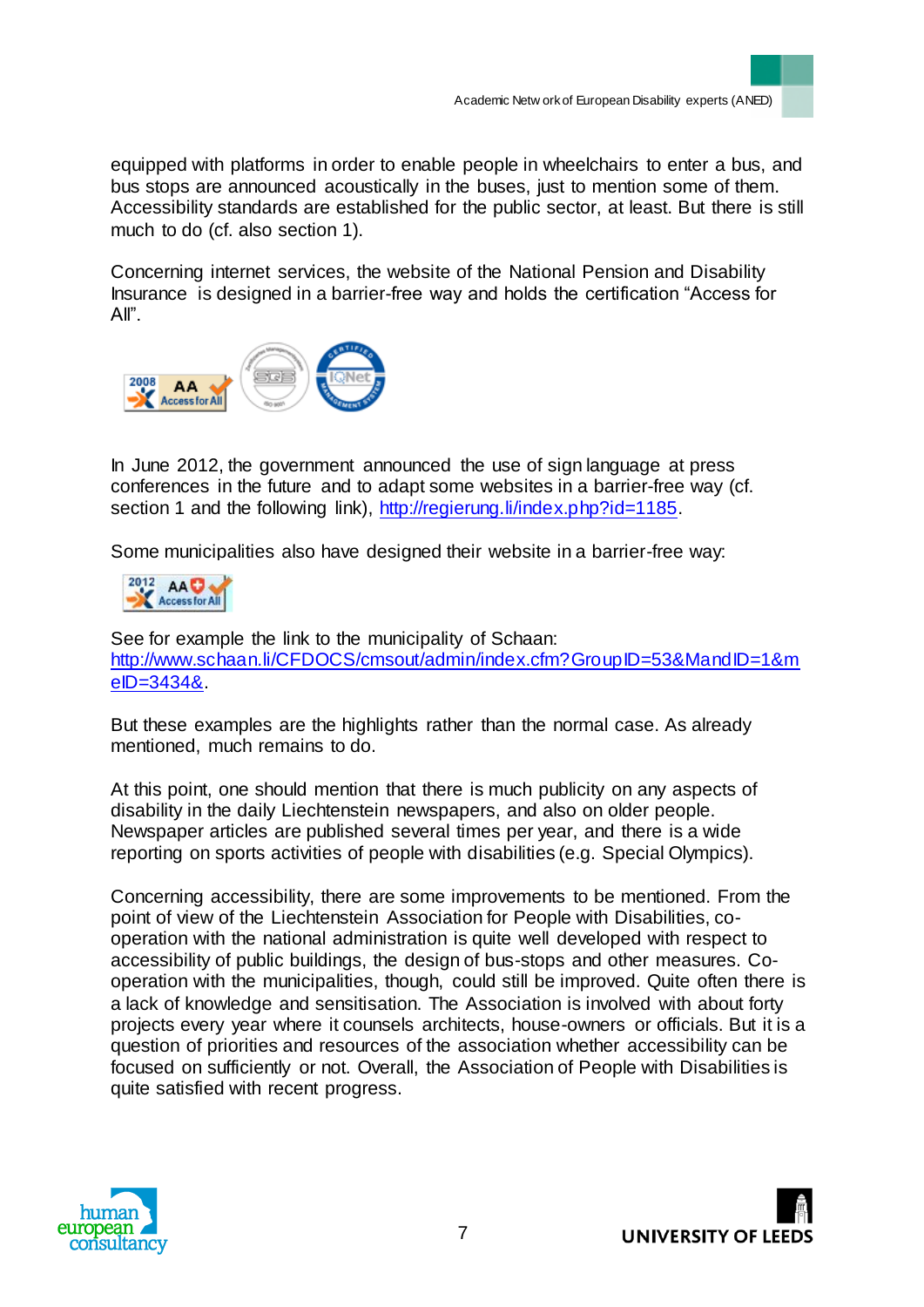equipped with platforms in order to enable people in wheelchairs to enter a bus, and bus stops are announced acoustically in the buses, just to mention some of them. Accessibility standards are established for the public sector, at least. But there is still much to do (cf. also section 1).

Concerning internet services, the website of the National Pension and Disability Insurance is designed in a barrier-free way and holds the certification "Access for All".

In June 2012, the government announced the use of sign language at press conferences in the future and to adapt some websites in a barrier-free way (cf. section 1 and the following link), http://regierung.li/index.php?id=1185.

Some municipalities also have designed their website in a barrier-free way:

See for example the link to the municipality of Schaan: http://www.schaan.li/CFDOCS/cmsout/admin/index.cfm?GroupID=53&MandID=1&meID=3434&.

But these examples are the highlights rather than the normal case. As already mentioned, much remains to do.

At this point, one should mention that there is much publicity on any aspects of disability in the daily Liechtenstein newspapers, and also on older people. Newspaper articles are published several times per year, and there is a wide reporting on sports activities of people with disabilities (e.g. Special Olympics).

Concerning accessibility, there are some improvements to be mentioned. From the point of view of the Liechtenstein Association for People with Disabilities, co-operation with the national administration is quite well developed with respect to accessibility of public buildings, the design of bus-stops and other measures. Co-operation with the municipalities, though, could still be improved. Quite often there is a lack of knowledge and sensitisation. The Association is involved with about forty projects every year where it counsels architects, house-owners or officials. But it is a question of priorities and resources of the association whether accessibility can be focused on sufficiently or not. Overall, the Association of People with Disabilities is quite satisfied with recent progress.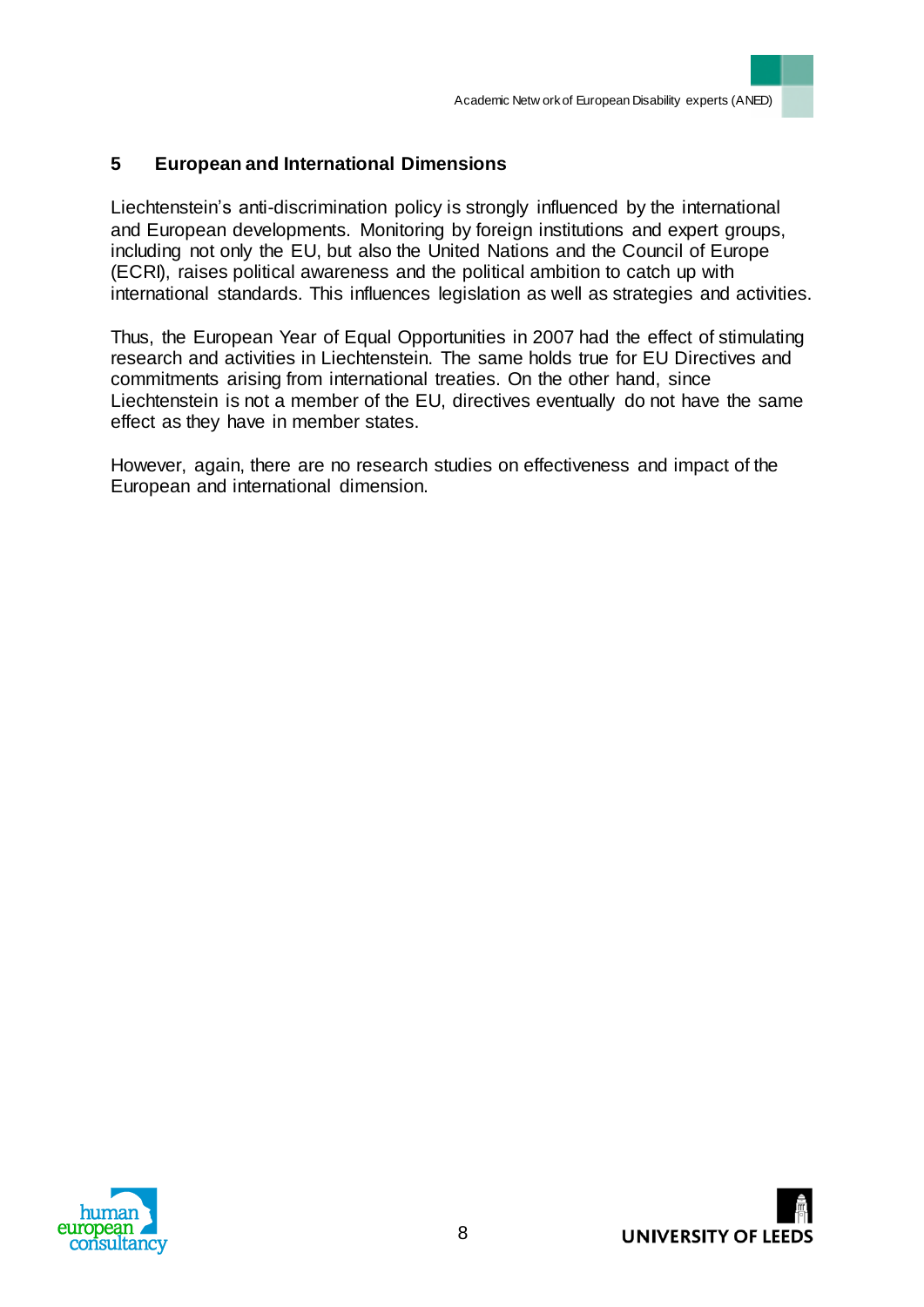## 5 European and International Dimensions

Liechtenstein's anti-discrimination policy is strongly influenced by the international and European developments. Monitoring by foreign institutions and expert groups, including not only the EU, but also the United Nations and the Council of Europe (ECRI), raises political awareness and the political ambition to catch up with international standards. This influences legislation as well as strategies and activities.

Thus, the European Year of Equal Opportunities in 2007 had the effect of stimulating research and activities in Liechtenstein. The same holds true for EU Directives and commitments arising from international treaties. On the other hand, since Liechtenstein is not a member of the EU, directives eventually do not have the same effect as they have in member states.

However, again, there are no research studies on effectiveness and impact of the European and international dimension.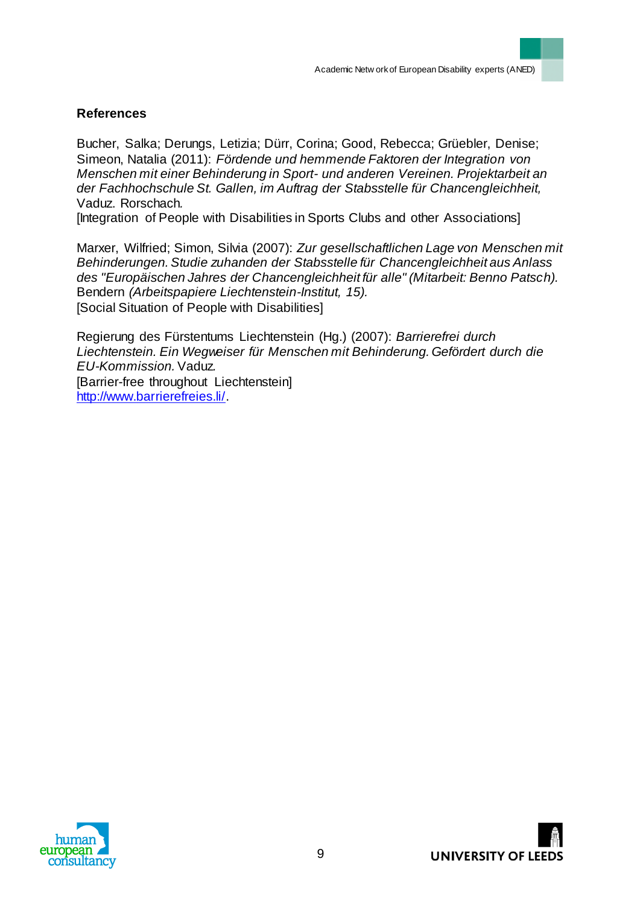## References

Bucher, Salka; Derungs, Letizia; Dürr, Corina; Good, Rebecca; Grüebler, Denise; Simeon, Natalia (2011): *Fördende und hemmende Faktoren der Integration von Menschen mit einer Behinderung in Sport- und anderen Vereinen. Projektarbeit an der Fachhochschule St. Gallen, im Auftrag der Stabsstelle für Chancengleichheit,* Vaduz. Rorschach.
[Integration of People with Disabilities in Sports Clubs and other Associations]

Marxer, Wilfried; Simon, Silvia (2007): *Zur gesellschaftlichen Lage von Menschen mit Behinderungen. Studie zuhanden der Stabsstelle für Chancengleichheit aus Anlass des "Europäischen Jahres der Chancengleichheit für alle" (Mitarbeit: Benno Patsch).* Bendern *(Arbeitspapiere Liechtenstein-Institut, 15).*
[Social Situation of People with Disabilities]

Regierung des Fürstentums Liechtenstein (Hg.) (2007): *Barrierefrei durch Liechtenstein. Ein Wegweiser für Menschen mit Behinderung. Gefördert durch die EU-Kommission.* Vaduz.
[Barrier-free throughout Liechtenstein]
http://www.barrierefreies.li/.